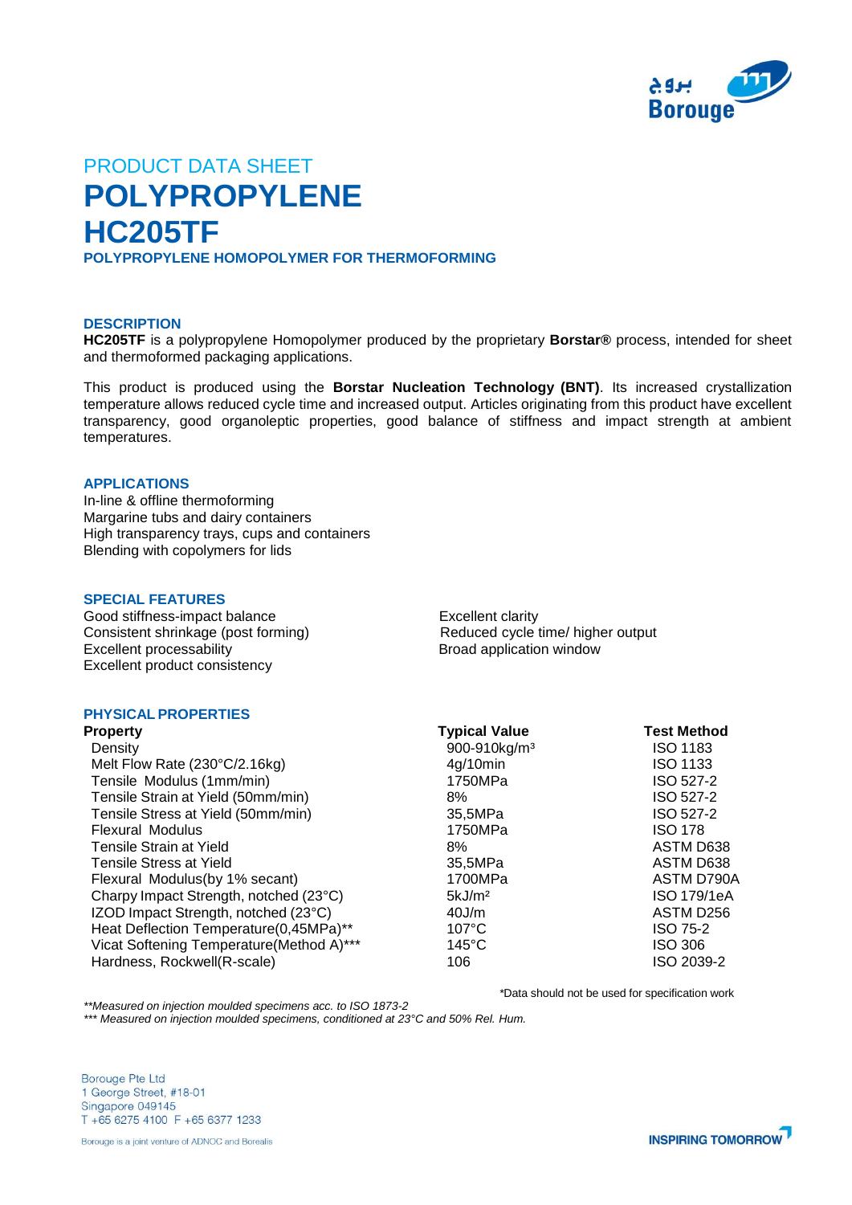PRODUCT DATA SHEET

# POLYPROPYLENE
# HC205TF

**POLYPROPYLENE HOMOPOLYMER FOR THERMOFORMING**

## DESCRIPTION

**HC205TF** is a polypropylene Homopolymer produced by the proprietary **Borstar®** process, intended for sheet and thermoformed packaging applications.

This product is produced using the **Borstar Nucleation Technology (BNT)**. Its increased crystallization temperature allows reduced cycle time and increased output. Articles originating from this product have excellent transparency, good organoleptic properties, good balance of stiffness and impact strength at ambient temperatures.

## APPLICATIONS

In-line & offline thermoforming
Margarine tubs and dairy containers
High transparency trays, cups and containers
Blending with copolymers for lids

## SPECIAL FEATURES

Good stiffness-impact balance
Consistent shrinkage (post forming)
Excellent processability
Excellent product consistency
Excellent clarity
Reduced cycle time/ higher output
Broad application window

## PHYSICAL PROPERTIES

| Property | Typical Value | Test Method |
|---|---|---|
| Density | 900-910kg/m³ | ISO 1183 |
| Melt Flow Rate (230°C/2.16kg) | 4g/10min | ISO 1133 |
| Tensile Modulus (1mm/min) | 1750MPa | ISO 527-2 |
| Tensile Strain at Yield (50mm/min) | 8% | ISO 527-2 |
| Tensile Stress at Yield (50mm/min) | 35,5MPa | ISO 527-2 |
| Flexural Modulus | 1750MPa | ISO 178 |
| Tensile Strain at Yield | 8% | ASTM D638 |
| Tensile Stress at Yield | 35,5MPa | ASTM D638 |
| Flexural Modulus(by 1% secant) | 1700MPa | ASTM D790A |
| Charpy Impact Strength, notched (23°C) | 5kJ/m² | ISO 179/1eA |
| IZOD Impact Strength, notched (23°C) | 40J/m | ASTM D256 |
| Heat Deflection Temperature(0,45MPa)** | 107°C | ISO 75-2 |
| Vicat Softening Temperature(Method A)*** | 145°C | ISO 306 |
| Hardness, Rockwell(R-scale) | 106 | ISO 2039-2 |

*Data should not be used for specification work

*\*\*Measured on injection moulded specimens acc. to ISO 1873-2*
*\*\*\* Measured on injection moulded specimens, conditioned at 23°C and 50% Rel. Hum.*

Borouge Pte Ltd
1 George Street, #18-01
Singapore 049145
T +65 6275 4100 F +65 6377 1233

Borouge is a joint venture of ADNOC and Borealis

INSPIRING TOMORROW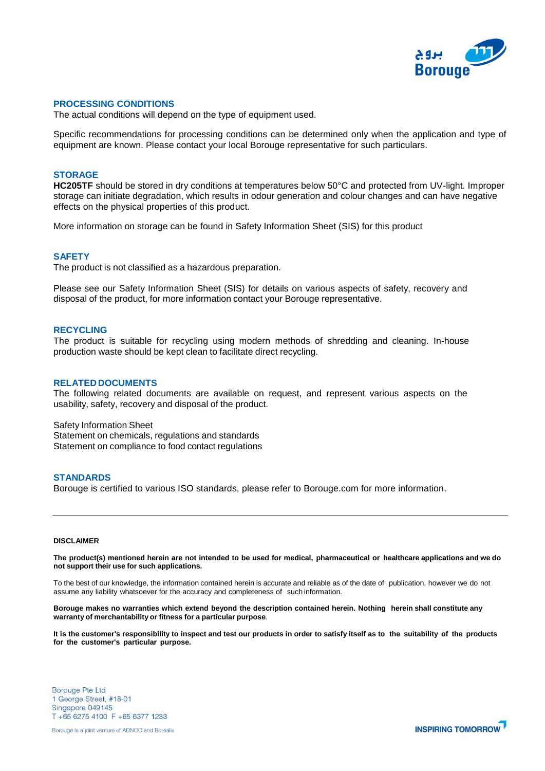## PROCESSING CONDITIONS

The actual conditions will depend on the type of equipment used.

Specific recommendations for processing conditions can be determined only when the application and type of equipment are known. Please contact your local Borouge representative for such particulars.

## STORAGE

**HC205TF** should be stored in dry conditions at temperatures below 50°C and protected from UV-light. Improper storage can initiate degradation, which results in odour generation and colour changes and can have negative effects on the physical properties of this product.

More information on storage can be found in Safety Information Sheet (SIS) for this product

## SAFETY

The product is not classified as a hazardous preparation.

Please see our Safety Information Sheet (SIS) for details on various aspects of safety, recovery and disposal of the product, for more information contact your Borouge representative.

## RECYCLING

The product is suitable for recycling using modern methods of shredding and cleaning. In-house production waste should be kept clean to facilitate direct recycling.

## RELATED DOCUMENTS

The following related documents are available on request, and represent various aspects on the usability, safety, recovery and disposal of the product.

Safety Information Sheet
Statement on chemicals, regulations and standards
Statement on compliance to food contact regulations

## STANDARDS

Borouge is certified to various ISO standards, please refer to Borouge.com for more information.

---

**DISCLAIMER**

**The product(s) mentioned herein are not intended to be used for medical, pharmaceutical or healthcare applications and we do not support their use for such applications.**

To the best of our knowledge, the information contained herein is accurate and reliable as of the date of publication, however we do not assume any liability whatsoever for the accuracy and completeness of such information.

**Borouge makes no warranties which extend beyond the description contained herein. Nothing herein shall constitute any warranty of merchantability or fitness for a particular purpose**.

**It is the customer's responsibility to inspect and test our products in order to satisfy itself as to the suitability of the products for the customer's particular purpose.**

Borouge Pte Ltd
1 George Street, #18-01
Singapore 049145
T +65 6275 4100 F +65 6377 1233

Borouge is a joint venture of ADNOC and Borealis

INSPIRING TOMORROW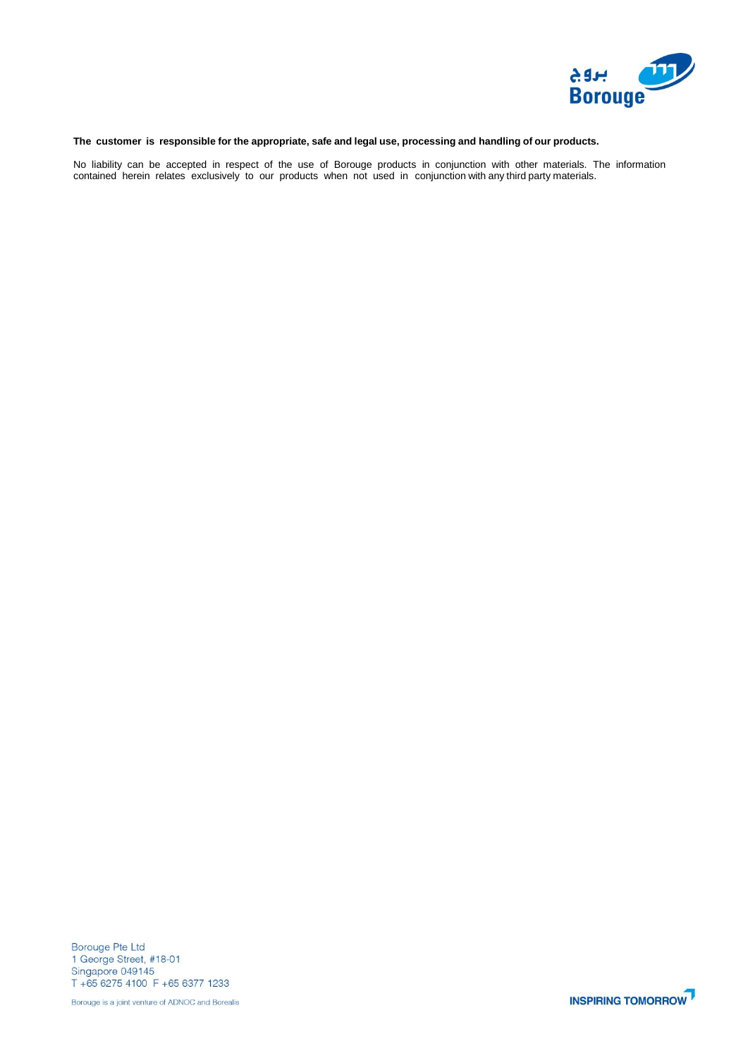**The customer is responsible for the appropriate, safe and legal use, processing and handling of our products.**

No liability can be accepted in respect of the use of Borouge products in conjunction with other materials. The information contained herein relates exclusively to our products when not used in conjunction with any third party materials.

Borouge Pte Ltd
1 George Street, #18-01
Singapore 049145
T +65 6275 4100 F +65 6377 1233

Borouge is a joint venture of ADNOC and Borealis